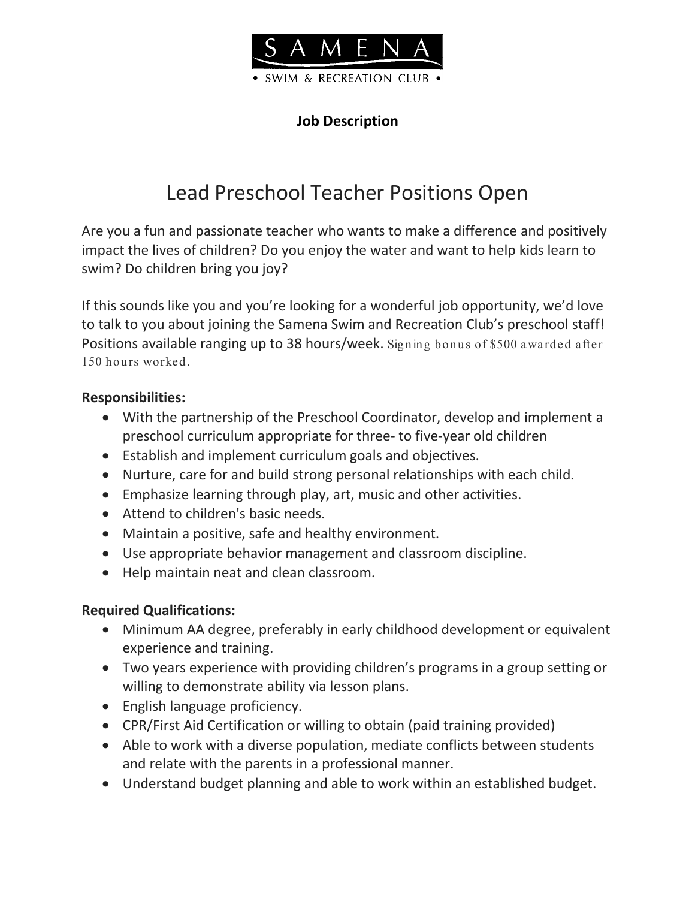SAMENA

• SWIM & RECREATION CLUB •

**Job Description**

# Lead Preschool Teacher Positions Open

Are you a fun and passionate teacher who wants to make a difference and positively impact the lives of children? Do you enjoy the water and want to help kids learn to swim? Do children bring you joy?

If this sounds like you and you're looking for a wonderful job opportunity, we'd love to talk to you about joining the Samena Swim and Recreation Club's preschool staff! Positions available ranging up to 38 hours/week. Signing bonus of $500 awarded after 150 hours worked.

**Responsibilities:**

- With the partnership of the Preschool Coordinator, develop and implement a preschool curriculum appropriate for three- to five-year old children
- Establish and implement curriculum goals and objectives.
- Nurture, care for and build strong personal relationships with each child.
- Emphasize learning through play, art, music and other activities.
- Attend to children's basic needs.
- Maintain a positive, safe and healthy environment.
- Use appropriate behavior management and classroom discipline.
- Help maintain neat and clean classroom.

**Required Qualifications:**

- Minimum AA degree, preferably in early childhood development or equivalent experience and training.
- Two years experience with providing children's programs in a group setting or willing to demonstrate ability via lesson plans.
- English language proficiency.
- CPR/First Aid Certification or willing to obtain (paid training provided)
- Able to work with a diverse population, mediate conflicts between students and relate with the parents in a professional manner.
- Understand budget planning and able to work within an established budget.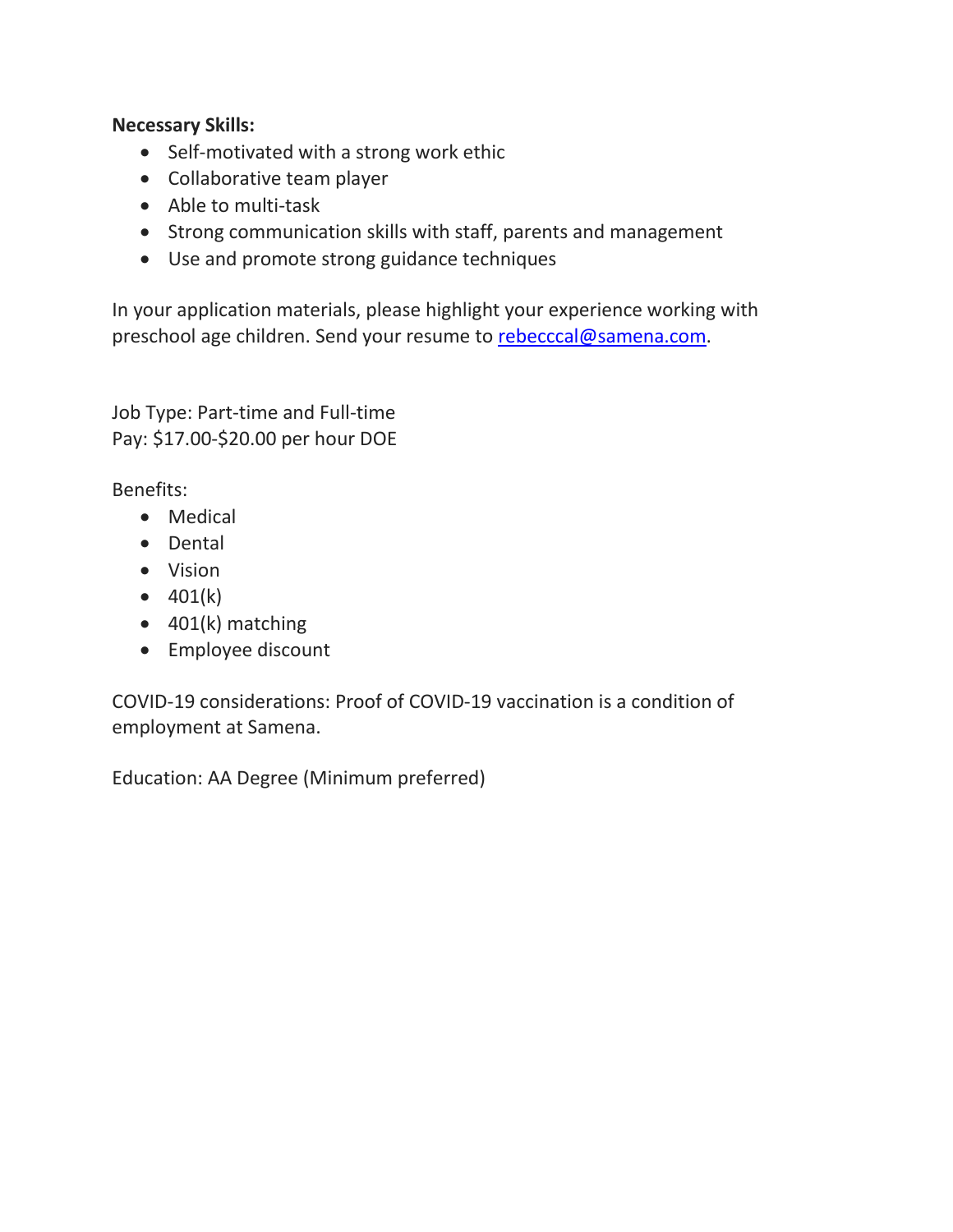**Necessary Skills:**

- Self-motivated with a strong work ethic
- Collaborative team player
- Able to multi-task
- Strong communication skills with staff, parents and management
- Use and promote strong guidance techniques

In your application materials, please highlight your experience working with preschool age children. Send your resume to rebecccal@samena.com.

Job Type: Part-time and Full-time
Pay: $17.00-$20.00 per hour DOE

Benefits:

- Medical
- Dental
- Vision
- 401(k)
- 401(k) matching
- Employee discount

COVID-19 considerations: Proof of COVID-19 vaccination is a condition of employment at Samena.

Education: AA Degree (Minimum preferred)